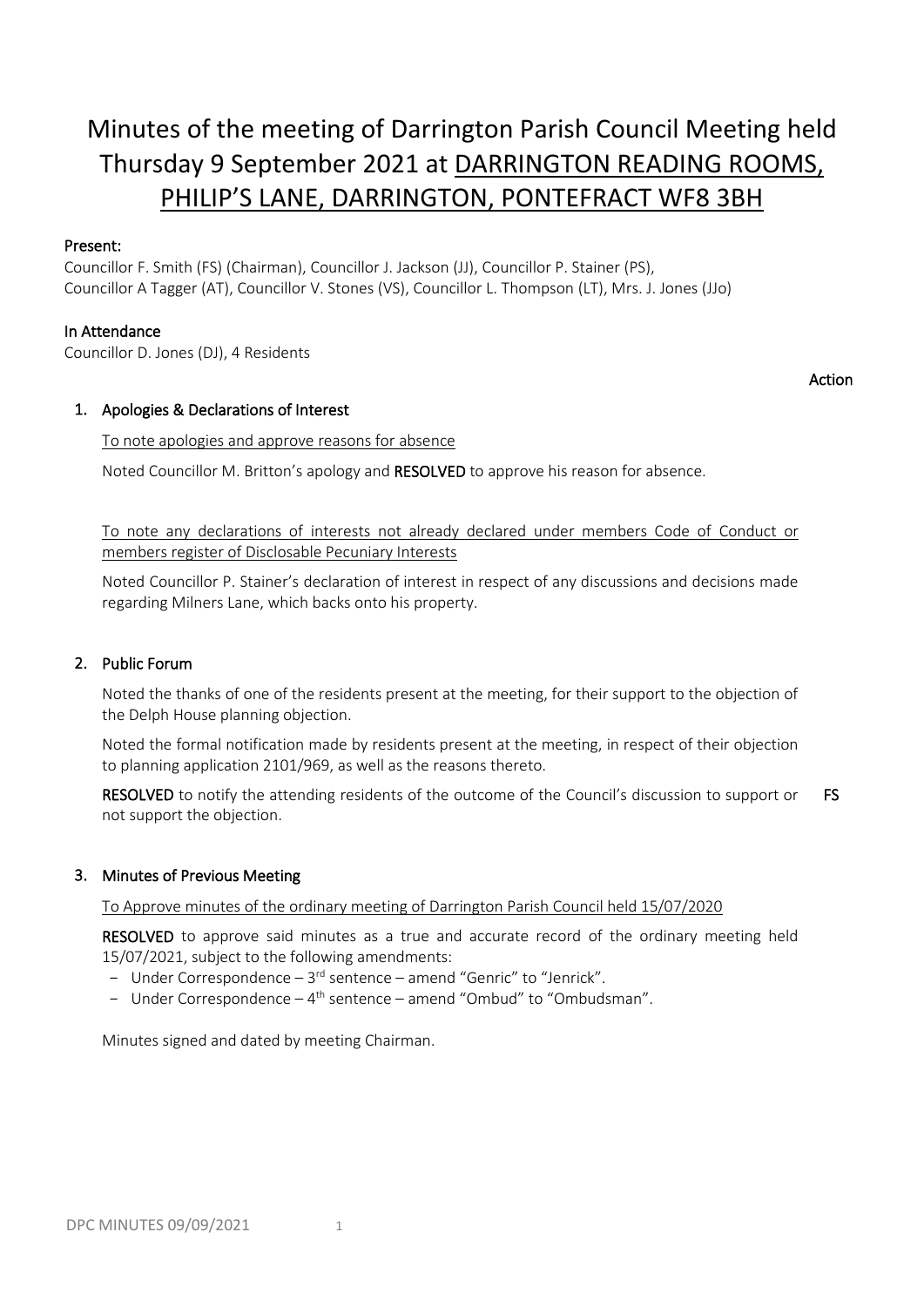# Minutes of the meeting of Darrington Parish Council Meeting held Thursday 9 September 2021 at DARRINGTON READING ROOMS, PHILIP'S LANE, DARRINGTON, PONTEFRACT WF8 3BH

**Present:**

Councillor F. Smith (FS) (Chairman), Councillor J. Jackson (JJ), Councillor P. Stainer (PS), Councillor A Tagger (AT), Councillor V. Stones (VS), Councillor L. Thompson (LT), Mrs. J. Jones (JJo)

**In Attendance**

Councillor D. Jones (DJ), 4 Residents

**Action**

## 1. Apologies & Declarations of Interest

To note apologies and approve reasons for absence

Noted Councillor M. Britton's apology and **RESOLVED** to approve his reason for absence.

To note any declarations of interests not already declared under members Code of Conduct or members register of Disclosable Pecuniary Interests

Noted Councillor P. Stainer's declaration of interest in respect of any discussions and decisions made regarding Milners Lane, which backs onto his property.

## 2. Public Forum

Noted the thanks of one of the residents present at the meeting, for their support to the objection of the Delph House planning objection.

Noted the formal notification made by residents present at the meeting, in respect of their objection to planning application 2101/969, as well as the reasons thereto.

**RESOLVED** to notify the attending residents of the outcome of the Council's discussion to support or not support the objection. **FS**

## 3. Minutes of Previous Meeting

To Approve minutes of the ordinary meeting of Darrington Parish Council held 15/07/2020

**RESOLVED** to approve said minutes as a true and accurate record of the ordinary meeting held 15/07/2021, subject to the following amendments:

- Under Correspondence – 3rd sentence – amend "Genric" to "Jenrick".
- Under Correspondence – 4th sentence – amend "Ombud" to "Ombudsman".

Minutes signed and dated by meeting Chairman.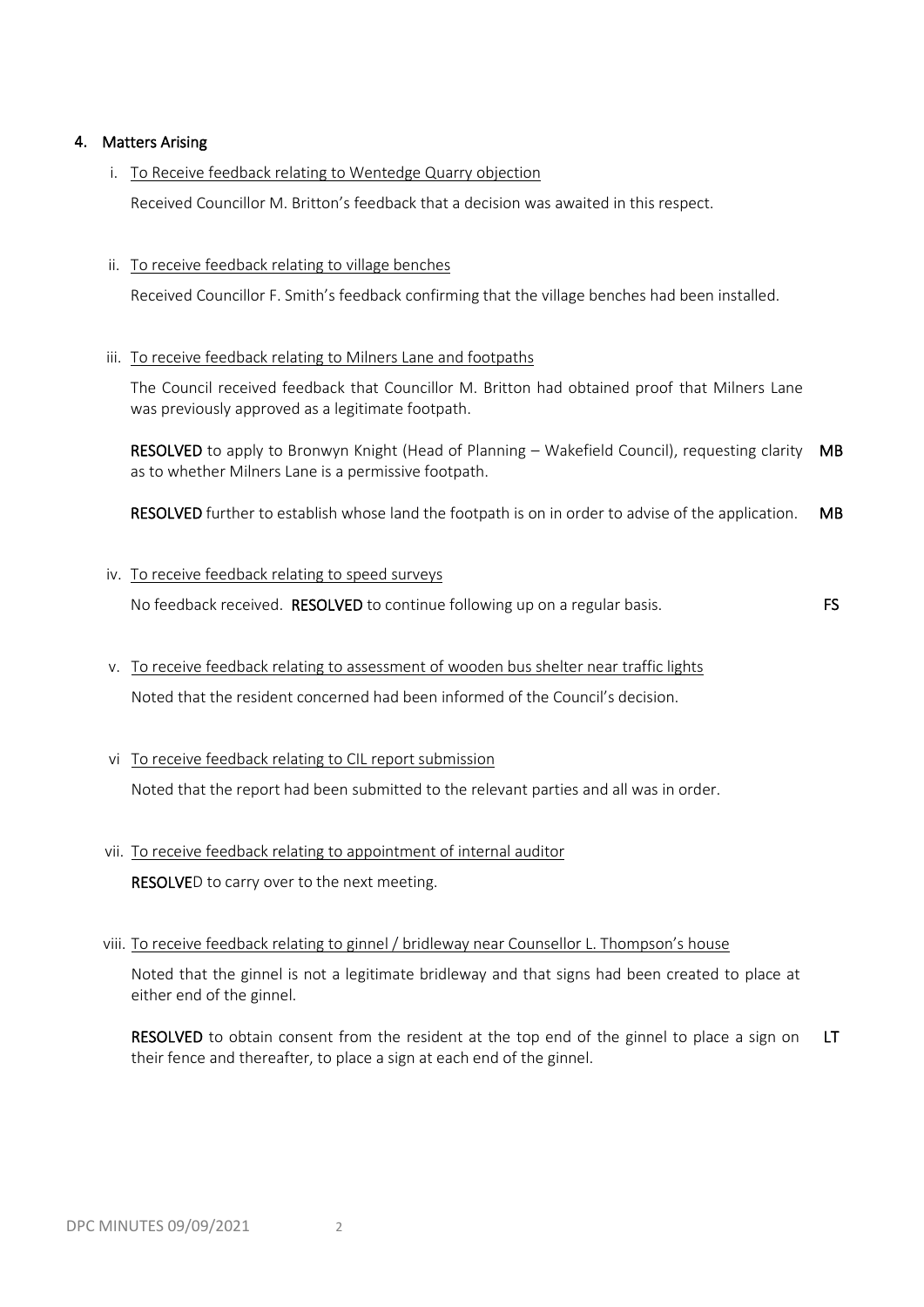## 4. Matters Arising

i. To Receive feedback relating to Wentedge Quarry objection

Received Councillor M. Britton's feedback that a decision was awaited in this respect.

ii. To receive feedback relating to village benches

Received Councillor F. Smith's feedback confirming that the village benches had been installed.

iii. To receive feedback relating to Milners Lane and footpaths

The Council received feedback that Councillor M. Britton had obtained proof that Milners Lane was previously approved as a legitimate footpath.

**RESOLVED** to apply to Bronwyn Knight (Head of Planning – Wakefield Council), requesting clarity as to whether Milners Lane is a permissive footpath. **MB**

**RESOLVED** further to establish whose land the footpath is on in order to advise of the application. **MB**

iv. To receive feedback relating to speed surveys

No feedback received. **RESOLVED** to continue following up on a regular basis. **FS**

v. To receive feedback relating to assessment of wooden bus shelter near traffic lights

Noted that the resident concerned had been informed of the Council's decision.

vi To receive feedback relating to CIL report submission

Noted that the report had been submitted to the relevant parties and all was in order.

vii. To receive feedback relating to appointment of internal auditor

**RESOLVE**D to carry over to the next meeting.

viii. To receive feedback relating to ginnel / bridleway near Counsellor L. Thompson's house

Noted that the ginnel is not a legitimate bridleway and that signs had been created to place at either end of the ginnel.

**RESOLVED** to obtain consent from the resident at the top end of the ginnel to place a sign on their fence and thereafter, to place a sign at each end of the ginnel. **LT**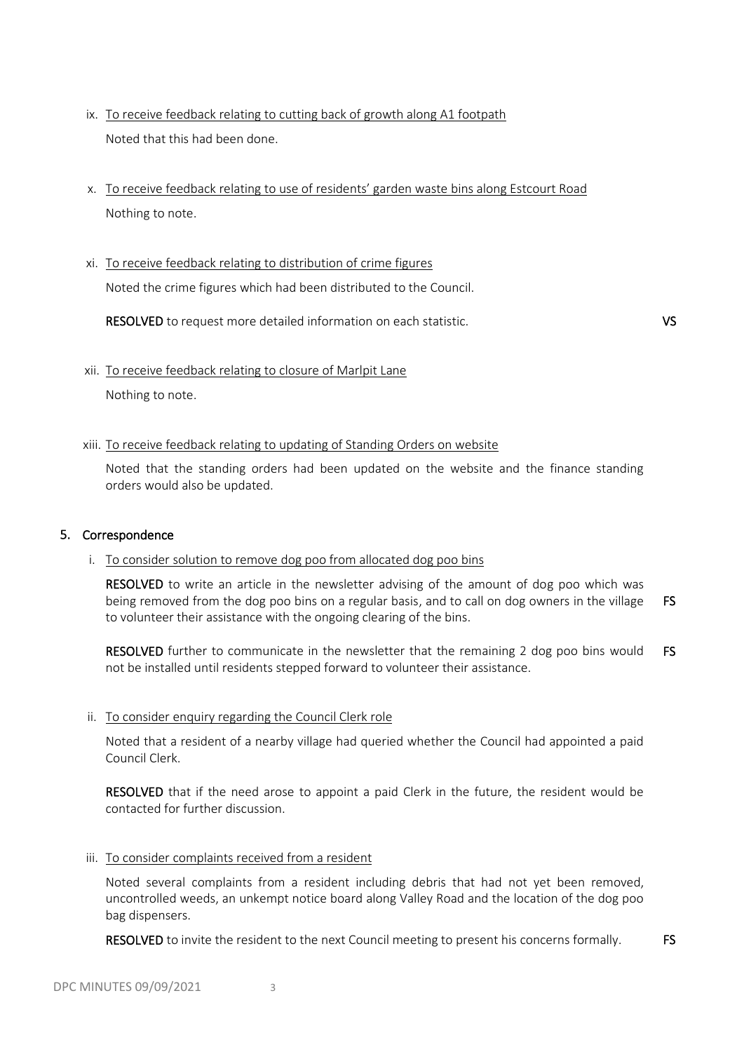ix. To receive feedback relating to cutting back of growth along A1 footpath

Noted that this had been done.

x. To receive feedback relating to use of residents' garden waste bins along Estcourt Road

Nothing to note.

xi. To receive feedback relating to distribution of crime figures

Noted the crime figures which had been distributed to the Council.

**RESOLVED** to request more detailed information on each statistic. **VS**

xii. To receive feedback relating to closure of Marlpit Lane

Nothing to note.

xiii. To receive feedback relating to updating of Standing Orders on website

Noted that the standing orders had been updated on the website and the finance standing orders would also be updated.

## 5. Correspondence

i. To consider solution to remove dog poo from allocated dog poo bins

**RESOLVED** to write an article in the newsletter advising of the amount of dog poo which was being removed from the dog poo bins on a regular basis, and to call on dog owners in the village to volunteer their assistance with the ongoing clearing of the bins. **FS**

**RESOLVED** further to communicate in the newsletter that the remaining 2 dog poo bins would not be installed until residents stepped forward to volunteer their assistance. **FS**

ii. To consider enquiry regarding the Council Clerk role

Noted that a resident of a nearby village had queried whether the Council had appointed a paid Council Clerk.

**RESOLVED** that if the need arose to appoint a paid Clerk in the future, the resident would be contacted for further discussion.

iii. To consider complaints received from a resident

Noted several complaints from a resident including debris that had not yet been removed, uncontrolled weeds, an unkempt notice board along Valley Road and the location of the dog poo bag dispensers.

**RESOLVED** to invite the resident to the next Council meeting to present his concerns formally. **FS**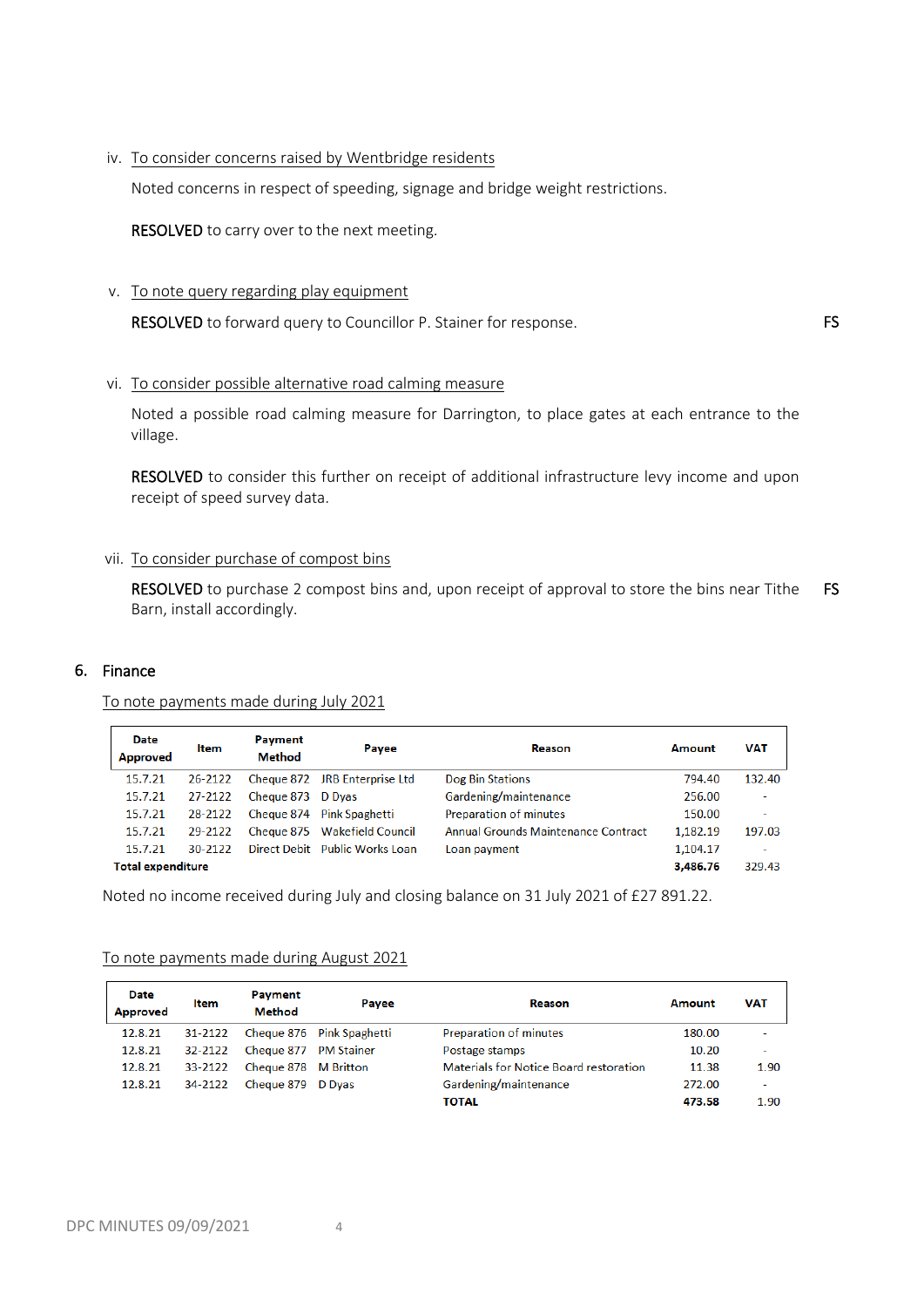iv. To consider concerns raised by Wentbridge residents

Noted concerns in respect of speeding, signage and bridge weight restrictions.

**RESOLVED** to carry over to the next meeting.

v. To note query regarding play equipment

**RESOLVED** to forward query to Councillor P. Stainer for response. **FS**

vi. To consider possible alternative road calming measure

Noted a possible road calming measure for Darrington, to place gates at each entrance to the village.

**RESOLVED** to consider this further on receipt of additional infrastructure levy income and upon receipt of speed survey data.

vii. To consider purchase of compost bins

**RESOLVED** to purchase 2 compost bins and, upon receipt of approval to store the bins near Tithe Barn, install accordingly. **FS**

## 6. Finance

To note payments made during July 2021

| Date Approved | Item | Payment Method | Payee | Reason | Amount | VAT |
|---|---|---|---|---|---|---|
| 15.7.21 | 26-2122 | Cheque 872 | JRB Enterprise Ltd | Dog Bin Stations | 794.40 | 132.40 |
| 15.7.21 | 27-2122 | Cheque 873 | D Dyas | Gardening/maintenance | 256.00 | - |
| 15.7.21 | 28-2122 | Cheque 874 | Pink Spaghetti | Preparation of minutes | 150.00 | - |
| 15.7.21 | 29-2122 | Cheque 875 | Wakefield Council | Annual Grounds Maintenance Contract | 1,182.19 | 197.03 |
| 15.7.21 | 30-2122 | Direct Debit | Public Works Loan | Loan payment | 1,104.17 | - |
| **Total expenditure** | | | | | **3,486.76** | 329.43 |

Noted no income received during July and closing balance on 31 July 2021 of £27 891.22.

To note payments made during August 2021

| Date Approved | Item | Payment Method | Payee | Reason | Amount | VAT |
|---|---|---|---|---|---|---|
| 12.8.21 | 31-2122 | Cheque 876 | Pink Spaghetti | Preparation of minutes | 180.00 | - |
| 12.8.21 | 32-2122 | Cheque 877 | PM Stainer | Postage stamps | 10.20 | - |
| 12.8.21 | 33-2122 | Cheque 878 | M Britton | Materials for Notice Board restoration | 11.38 | 1.90 |
| 12.8.21 | 34-2122 | Cheque 879 | D Dyas | Gardening/maintenance | 272.00 | - |
| | | | | **TOTAL** | **473.58** | 1.90 |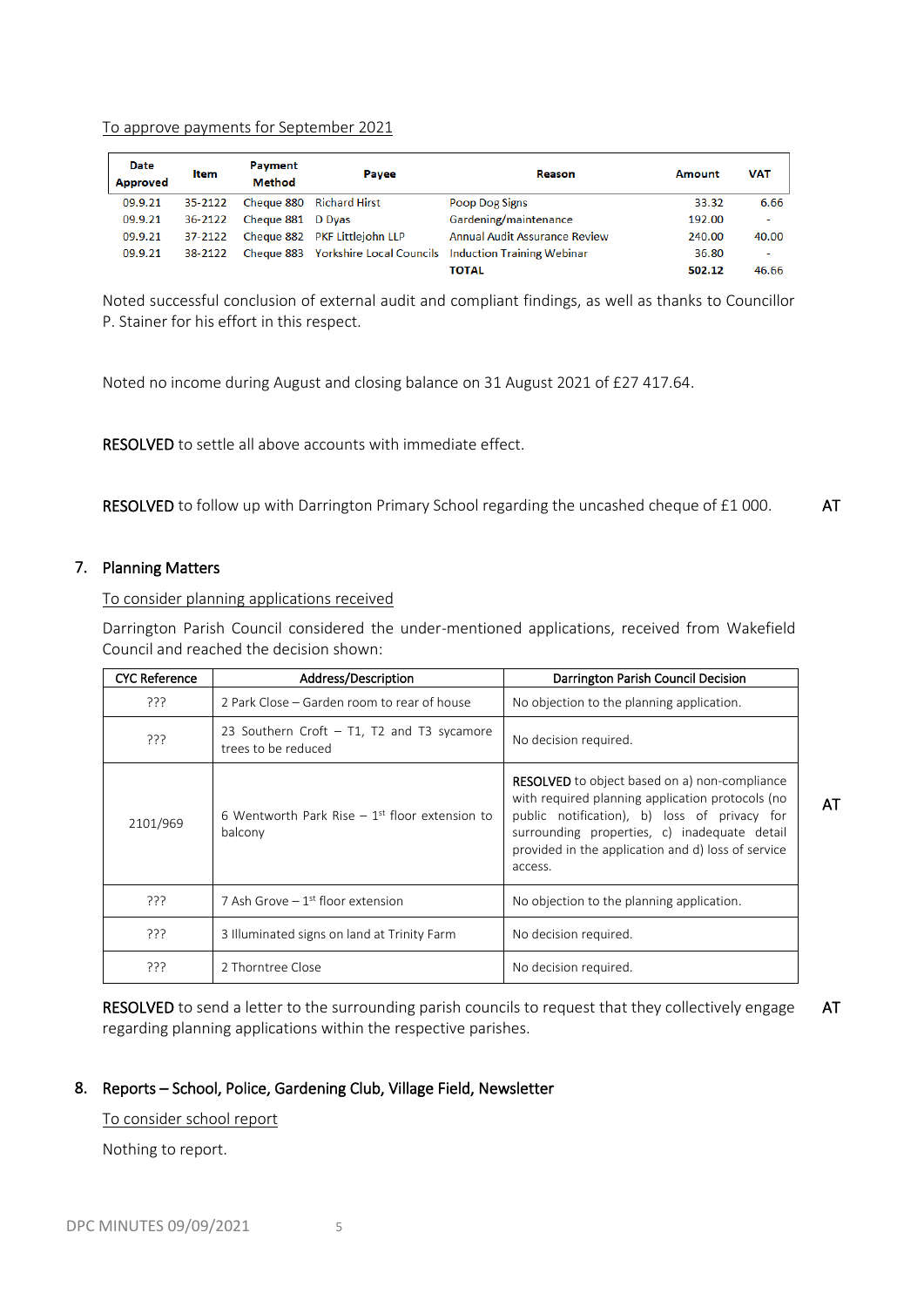To approve payments for September 2021

| Date Approved | Item | Payment Method | Payee | Reason | Amount | VAT |
|---|---|---|---|---|---|---|
| 09.9.21 | 35-2122 | Cheque 880 | Richard Hirst | Poop Dog Signs | 33.32 | 6.66 |
| 09.9.21 | 36-2122 | Cheque 881 | D Dyas | Gardening/maintenance | 192.00 | - |
| 09.9.21 | 37-2122 | Cheque 882 | PKF Littlejohn LLP | Annual Audit Assurance Review | 240.00 | 40.00 |
| 09.9.21 | 38-2122 | Cheque 883 | Yorkshire Local Councils | Induction Training Webinar | 36.80 | - |
| | | | | **TOTAL** | **502.12** | 46.66 |

Noted successful conclusion of external audit and compliant findings, as well as thanks to Councillor P. Stainer for his effort in this respect.

Noted no income during August and closing balance on 31 August 2021 of £27 417.64.

**RESOLVED** to settle all above accounts with immediate effect.

**RESOLVED** to follow up with Darrington Primary School regarding the uncashed cheque of £1 000. **AT**

## 7. Planning Matters

To consider planning applications received

Darrington Parish Council considered the under-mentioned applications, received from Wakefield Council and reached the decision shown:

| CYC Reference | Address/Description | Darrington Parish Council Decision |
|---|---|---|
| ??? | 2 Park Close – Garden room to rear of house | No objection to the planning application. |
| ??? | 23 Southern Croft – T1, T2 and T3 sycamore trees to be reduced | No decision required. |
| 2101/969 | 6 Wentworth Park Rise – 1st floor extension to balcony | **RESOLVED** to object based on a) non-compliance with required planning application protocols (no public notification), b) loss of privacy for surrounding properties, c) inadequate detail provided in the application and d) loss of service access. |
| ??? | 7 Ash Grove – 1st floor extension | No objection to the planning application. |
| ??? | 3 Illuminated signs on land at Trinity Farm | No decision required. |
| ??? | 2 Thorntree Close | No decision required. |

**AT**

**RESOLVED** to send a letter to the surrounding parish councils to request that they collectively engage regarding planning applications within the respective parishes. **AT**

## 8. Reports – School, Police, Gardening Club, Village Field, Newsletter

To consider school report

Nothing to report.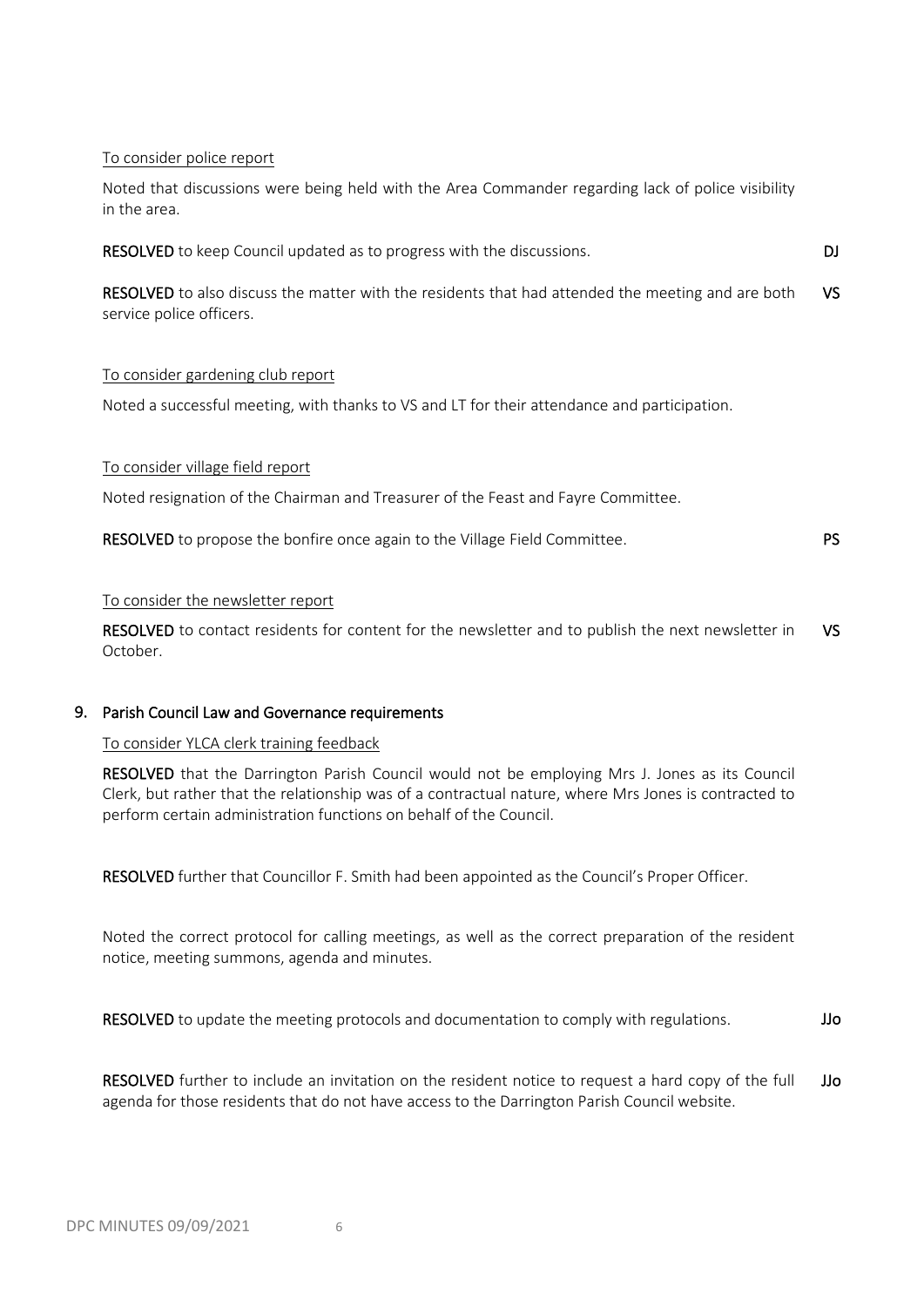To consider police report

Noted that discussions were being held with the Area Commander regarding lack of police visibility in the area.

**RESOLVED** to keep Council updated as to progress with the discussions. **DJ**

**RESOLVED** to also discuss the matter with the residents that had attended the meeting and are both service police officers. **VS**

To consider gardening club report

Noted a successful meeting, with thanks to VS and LT for their attendance and participation.

To consider village field report

Noted resignation of the Chairman and Treasurer of the Feast and Fayre Committee.

**RESOLVED** to propose the bonfire once again to the Village Field Committee. **PS**

To consider the newsletter report

**RESOLVED** to contact residents for content for the newsletter and to publish the next newsletter in October. **VS**

## 9. Parish Council Law and Governance requirements

To consider YLCA clerk training feedback

**RESOLVED** that the Darrington Parish Council would not be employing Mrs J. Jones as its Council Clerk, but rather that the relationship was of a contractual nature, where Mrs Jones is contracted to perform certain administration functions on behalf of the Council.

**RESOLVED** further that Councillor F. Smith had been appointed as the Council's Proper Officer.

Noted the correct protocol for calling meetings, as well as the correct preparation of the resident notice, meeting summons, agenda and minutes.

**RESOLVED** to update the meeting protocols and documentation to comply with regulations. **JJo**

**RESOLVED** further to include an invitation on the resident notice to request a hard copy of the full agenda for those residents that do not have access to the Darrington Parish Council website. **JJo**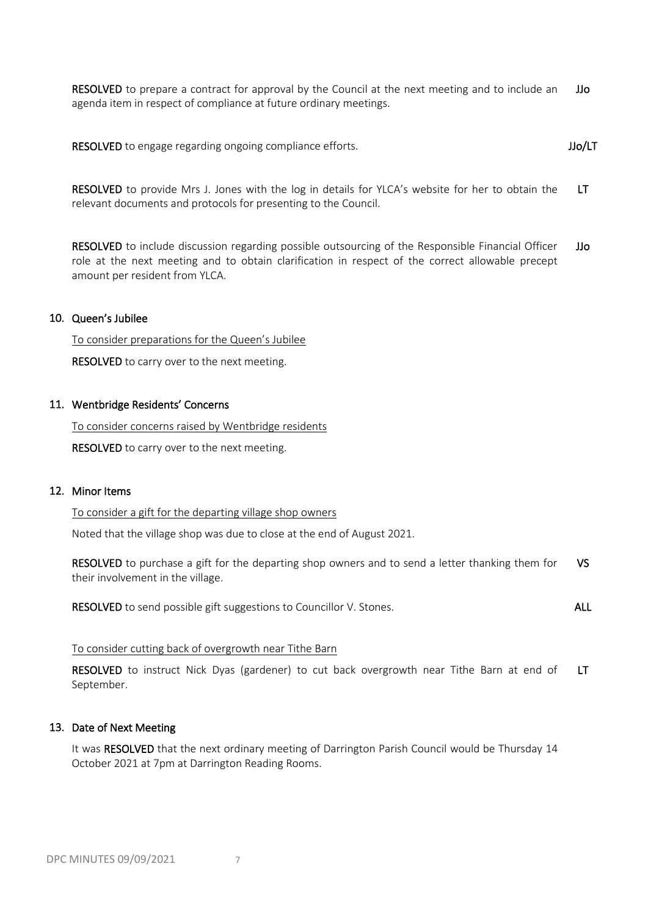**RESOLVED** to prepare a contract for approval by the Council at the next meeting and to include an agenda item in respect of compliance at future ordinary meetings. **JJo**

**RESOLVED** to engage regarding ongoing compliance efforts. **JJo/LT**

**RESOLVED** to provide Mrs J. Jones with the log in details for YLCA's website for her to obtain the relevant documents and protocols for presenting to the Council. **LT**

**RESOLVED** to include discussion regarding possible outsourcing of the Responsible Financial Officer role at the next meeting and to obtain clarification in respect of the correct allowable precept amount per resident from YLCA. **JJo**

## 10. Queen's Jubilee

To consider preparations for the Queen's Jubilee

**RESOLVED** to carry over to the next meeting.

## 11. Wentbridge Residents' Concerns

To consider concerns raised by Wentbridge residents

**RESOLVED** to carry over to the next meeting.

## 12. Minor Items

To consider a gift for the departing village shop owners

Noted that the village shop was due to close at the end of August 2021.

**RESOLVED** to purchase a gift for the departing shop owners and to send a letter thanking them for their involvement in the village. **VS**

**RESOLVED** to send possible gift suggestions to Councillor V. Stones. **ALL**

To consider cutting back of overgrowth near Tithe Barn

**RESOLVED** to instruct Nick Dyas (gardener) to cut back overgrowth near Tithe Barn at end of September. **LT**

## 13. Date of Next Meeting

It was **RESOLVED** that the next ordinary meeting of Darrington Parish Council would be Thursday 14 October 2021 at 7pm at Darrington Reading Rooms.